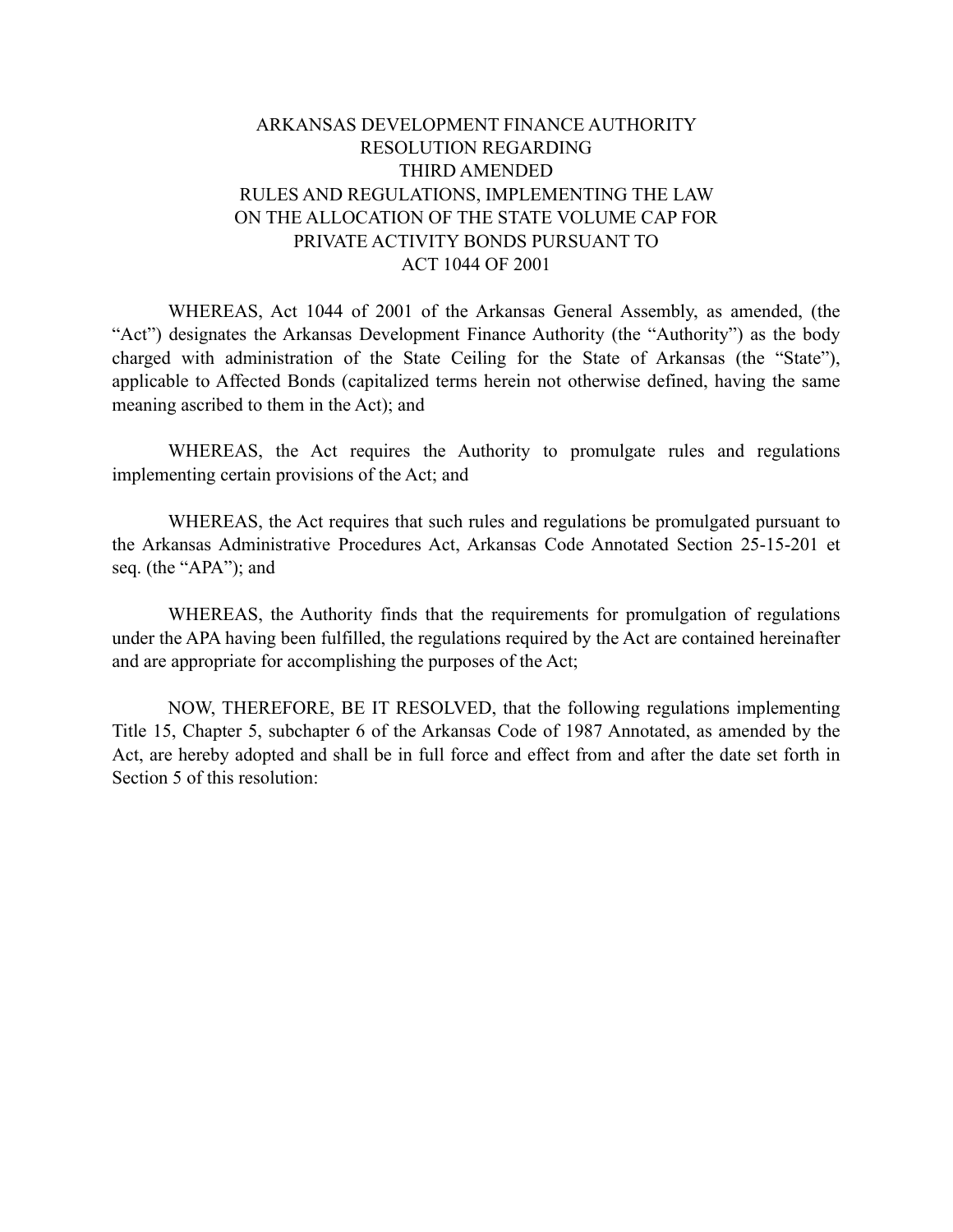# ARKANSAS DEVELOPMENT FINANCE AUTHORITY
# RESOLUTION REGARDING
# THIRD AMENDED
# RULES AND REGULATIONS, IMPLEMENTING THE LAW ON THE ALLOCATION OF THE STATE VOLUME CAP FOR PRIVATE ACTIVITY BONDS PURSUANT TO ACT 1044 OF 2001

WHEREAS, Act 1044 of 2001 of the Arkansas General Assembly, as amended, (the "Act") designates the Arkansas Development Finance Authority (the "Authority") as the body charged with administration of the State Ceiling for the State of Arkansas (the "State"), applicable to Affected Bonds (capitalized terms herein not otherwise defined, having the same meaning ascribed to them in the Act); and

WHEREAS, the Act requires the Authority to promulgate rules and regulations implementing certain provisions of the Act; and

WHEREAS, the Act requires that such rules and regulations be promulgated pursuant to the Arkansas Administrative Procedures Act, Arkansas Code Annotated Section 25-15-201 et seq. (the "APA"); and

WHEREAS, the Authority finds that the requirements for promulgation of regulations under the APA having been fulfilled, the regulations required by the Act are contained hereinafter and are appropriate for accomplishing the purposes of the Act;

NOW, THEREFORE, BE IT RESOLVED, that the following regulations implementing Title 15, Chapter 5, subchapter 6 of the Arkansas Code of 1987 Annotated, as amended by the Act, are hereby adopted and shall be in full force and effect from and after the date set forth in Section 5 of this resolution: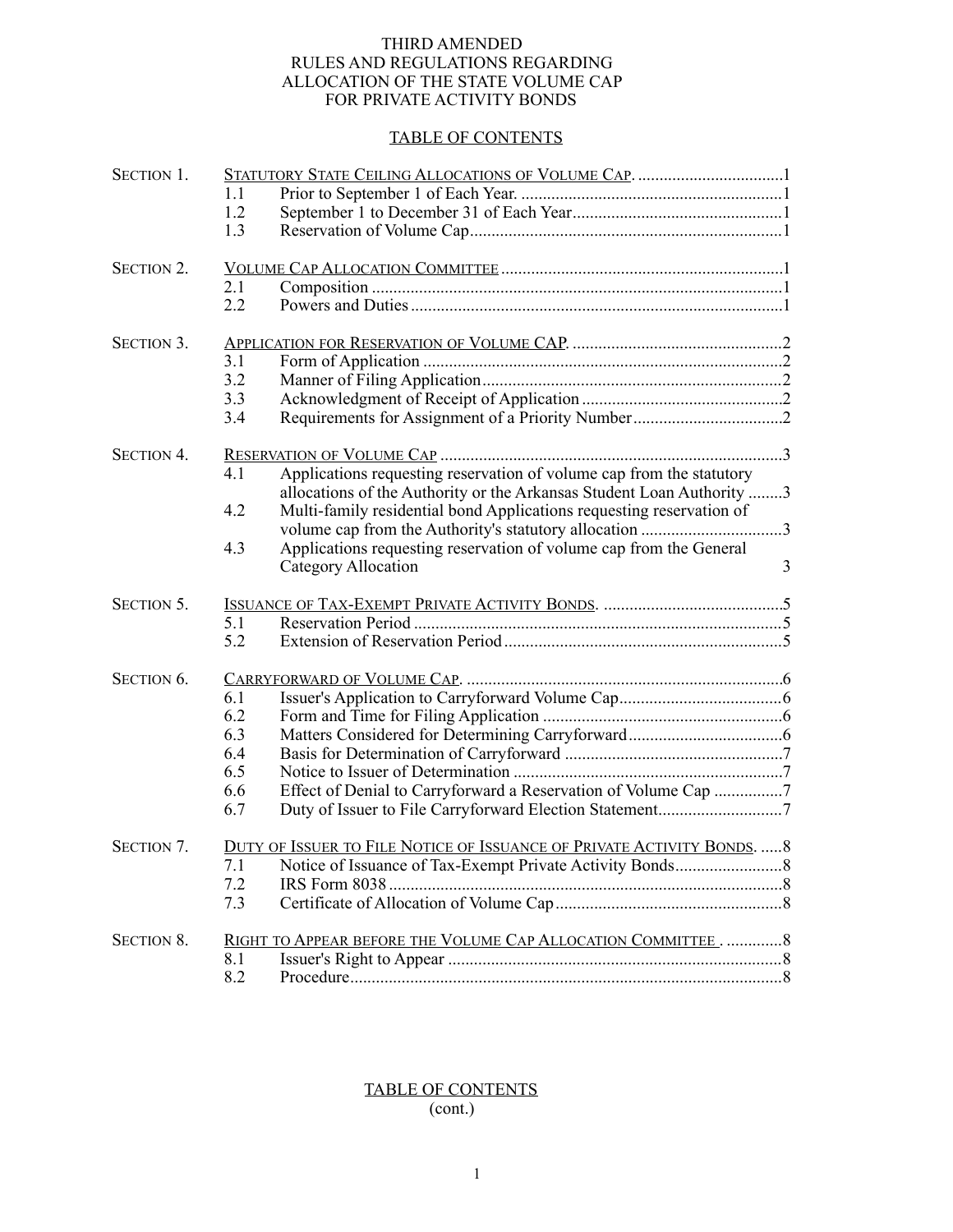THIRD AMENDED
RULES AND REGULATIONS REGARDING
ALLOCATION OF THE STATE VOLUME CAP
FOR PRIVATE ACTIVITY BONDS

TABLE OF CONTENTS

| | | | |
|---|---|---|---|
| SECTION 1. | STATUTORY STATE CEILING ALLOCATIONS OF VOLUME CAP. | | 1 |
| | 1.1 | Prior to September 1 of Each Year. | 1 |
| | 1.2 | September 1 to December 31 of Each Year | 1 |
| | 1.3 | Reservation of Volume Cap | 1 |
| SECTION 2. | VOLUME CAP ALLOCATION COMMITTEE | | 1 |
| | 2.1 | Composition | 1 |
| | 2.2 | Powers and Duties | 1 |
| SECTION 3. | APPLICATION FOR RESERVATION OF VOLUME CAP. | | 2 |
| | 3.1 | Form of Application | 2 |
| | 3.2 | Manner of Filing Application | 2 |
| | 3.3 | Acknowledgment of Receipt of Application | 2 |
| | 3.4 | Requirements for Assignment of a Priority Number | 2 |
| SECTION 4. | RESERVATION OF VOLUME CAP | | 3 |
| | 4.1 | Applications requesting reservation of volume cap from the statutory allocations of the Authority or the Arkansas Student Loan Authority | 3 |
| | 4.2 | Multi-family residential bond Applications requesting reservation of volume cap from the Authority's statutory allocation | 3 |
| | 4.3 | Applications requesting reservation of volume cap from the General Category Allocation | 3 |
| SECTION 5. | ISSUANCE OF TAX-EXEMPT PRIVATE ACTIVITY BONDS. | | 5 |
| | 5.1 | Reservation Period | 5 |
| | 5.2 | Extension of Reservation Period | 5 |
| SECTION 6. | CARRYFORWARD OF VOLUME CAP. | | 6 |
| | 6.1 | Issuer's Application to Carryforward Volume Cap | 6 |
| | 6.2 | Form and Time for Filing Application | 6 |
| | 6.3 | Matters Considered for Determining Carryforward | 6 |
| | 6.4 | Basis for Determination of Carryforward | 7 |
| | 6.5 | Notice to Issuer of Determination | 7 |
| | 6.6 | Effect of Denial to Carryforward a Reservation of Volume Cap | 7 |
| | 6.7 | Duty of Issuer to File Carryforward Election Statement | 7 |
| SECTION 7. | DUTY OF ISSUER TO FILE NOTICE OF ISSUANCE OF PRIVATE ACTIVITY BONDS. | | 8 |
| | 7.1 | Notice of Issuance of Tax-Exempt Private Activity Bonds | 8 |
| | 7.2 | IRS Form 8038 | 8 |
| | 7.3 | Certificate of Allocation of Volume Cap | 8 |
| SECTION 8. | RIGHT TO APPEAR BEFORE THE VOLUME CAP ALLOCATION COMMITTEE . | | 8 |
| | 8.1 | Issuer's Right to Appear | 8 |
| | 8.2 | Procedure | 8 |

TABLE OF CONTENTS
(cont.)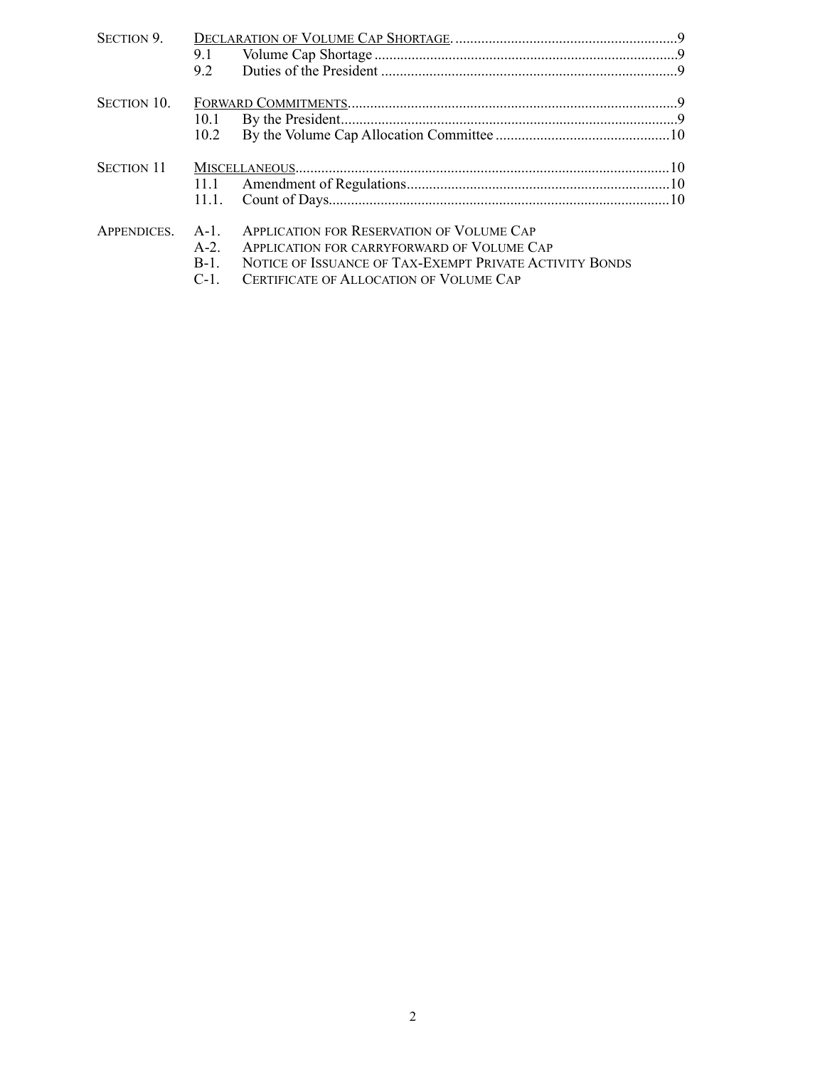| | | | |
|---|---|---|---|
| SECTION 9. | DECLARATION OF VOLUME CAP SHORTAGE. | | 9 |
| | 9.1 | Volume Cap Shortage | 9 |
| | 9.2 | Duties of the President | 9 |
| SECTION 10. | FORWARD COMMITMENTS. | | 9 |
| | 10.1 | By the President. | 9 |
| | 10.2 | By the Volume Cap Allocation Committee | 10 |
| SECTION 11 | MISCELLANEOUS. | | 10 |
| | 11.1 | Amendment of Regulations. | 10 |
| | 11.1. | Count of Days. | 10 |
| APPENDICES. | A-1. | APPLICATION FOR RESERVATION OF VOLUME CAP | |
| | A-2. | APPLICATION FOR CARRYFORWARD OF VOLUME CAP | |
| | B-1. | NOTICE OF ISSUANCE OF TAX-EXEMPT PRIVATE ACTIVITY BONDS | |
| | C-1. | CERTIFICATE OF ALLOCATION OF VOLUME CAP | |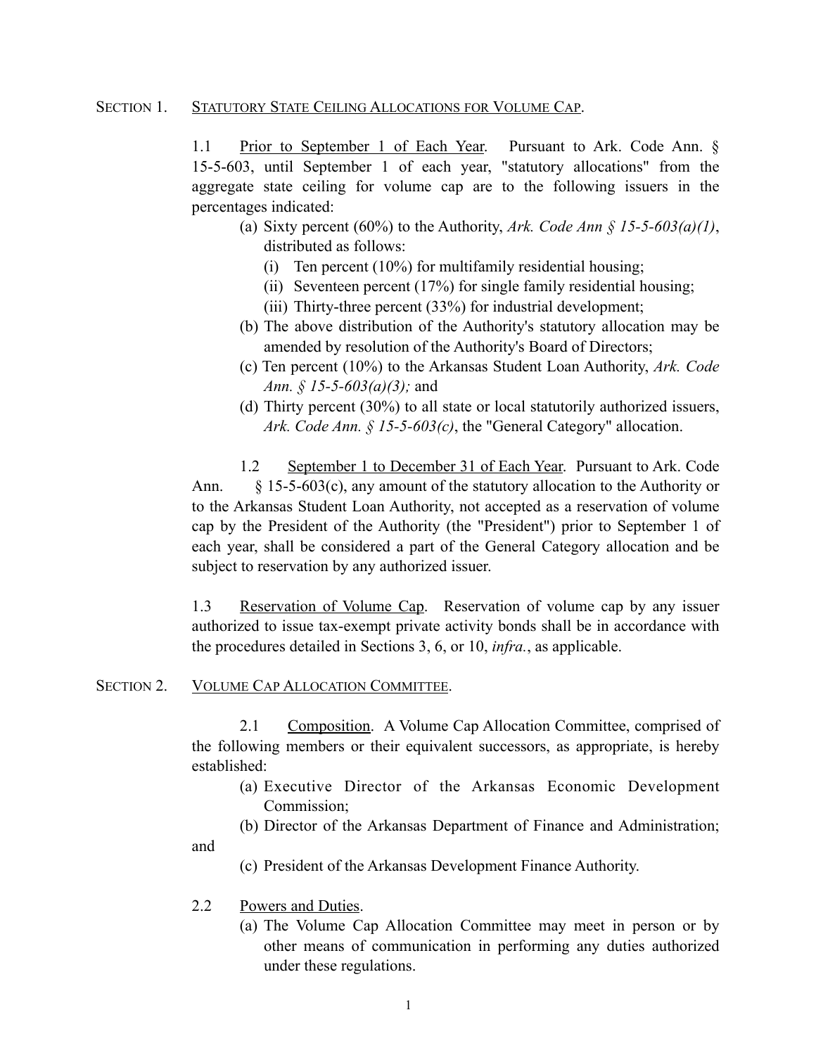## SECTION 1. STATUTORY STATE CEILING ALLOCATIONS FOR VOLUME CAP.

1.1 Prior to September 1 of Each Year. Pursuant to Ark. Code Ann. § 15-5-603, until September 1 of each year, "statutory allocations" from the aggregate state ceiling for volume cap are to the following issuers in the percentages indicated:

(a) Sixty percent (60%) to the Authority, *Ark. Code Ann § 15-5-603(a)(1)*, distributed as follows:

- (i) Ten percent (10%) for multifamily residential housing;
- (ii) Seventeen percent (17%) for single family residential housing;
- (iii) Thirty-three percent (33%) for industrial development;

(b) The above distribution of the Authority's statutory allocation may be amended by resolution of the Authority's Board of Directors;

(c) Ten percent (10%) to the Arkansas Student Loan Authority, *Ark. Code Ann. § 15-5-603(a)(3);* and

(d) Thirty percent (30%) to all state or local statutorily authorized issuers, *Ark. Code Ann. § 15-5-603(c)*, the "General Category" allocation.

1.2 September 1 to December 31 of Each Year. Pursuant to Ark. Code Ann. § 15-5-603(c), any amount of the statutory allocation to the Authority or to the Arkansas Student Loan Authority, not accepted as a reservation of volume cap by the President of the Authority (the "President") prior to September 1 of each year, shall be considered a part of the General Category allocation and be subject to reservation by any authorized issuer.

1.3 Reservation of Volume Cap. Reservation of volume cap by any issuer authorized to issue tax-exempt private activity bonds shall be in accordance with the procedures detailed in Sections 3, 6, or 10, *infra.*, as applicable.

## SECTION 2. VOLUME CAP ALLOCATION COMMITTEE.

2.1 Composition. A Volume Cap Allocation Committee, comprised of the following members or their equivalent successors, as appropriate, is hereby established:

(a) Executive Director of the Arkansas Economic Development Commission;

(b) Director of the Arkansas Department of Finance and Administration; and

(c) President of the Arkansas Development Finance Authority.

2.2 Powers and Duties.

(a) The Volume Cap Allocation Committee may meet in person or by other means of communication in performing any duties authorized under these regulations.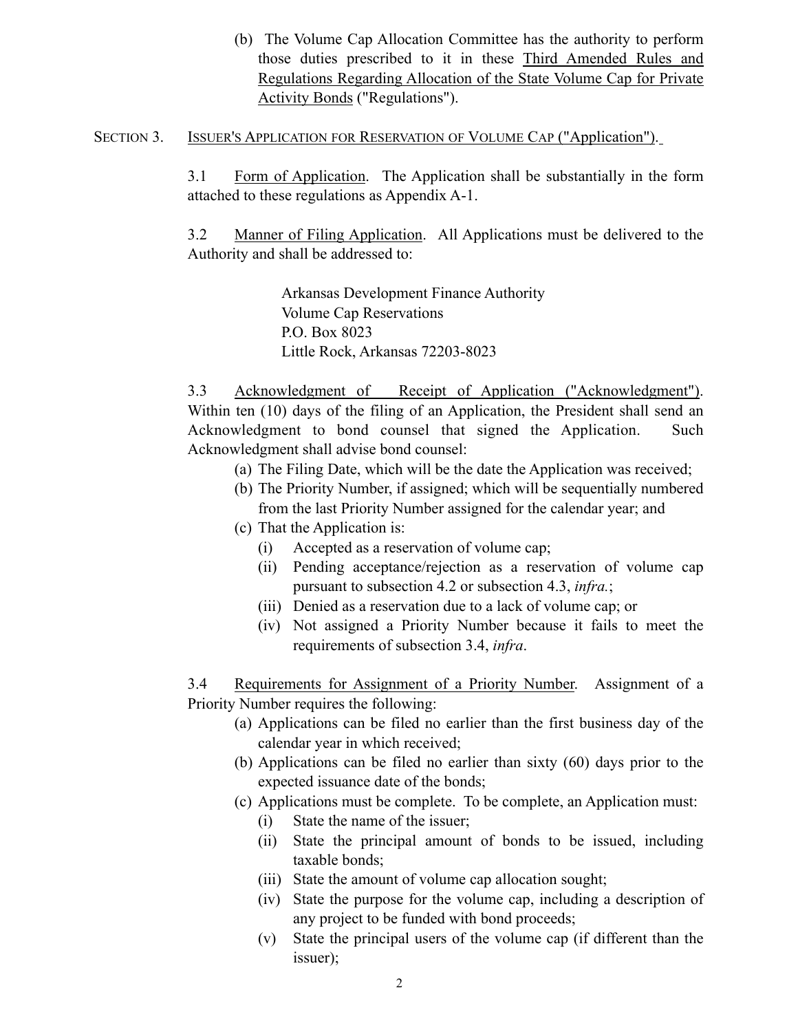(b) The Volume Cap Allocation Committee has the authority to perform those duties prescribed to it in these Third Amended Rules and Regulations Regarding Allocation of the State Volume Cap for Private Activity Bonds ("Regulations").

## SECTION 3. ISSUER'S APPLICATION FOR RESERVATION OF VOLUME CAP ("Application").

3.1 Form of Application. The Application shall be substantially in the form attached to these regulations as Appendix A-1.

3.2 Manner of Filing Application. All Applications must be delivered to the Authority and shall be addressed to:

Arkansas Development Finance Authority
Volume Cap Reservations
P.O. Box 8023
Little Rock, Arkansas 72203-8023

3.3 Acknowledgment of Receipt of Application ("Acknowledgment"). Within ten (10) days of the filing of an Application, the President shall send an Acknowledgment to bond counsel that signed the Application. Such Acknowledgment shall advise bond counsel:

- (a) The Filing Date, which will be the date the Application was received;
- (b) The Priority Number, if assigned; which will be sequentially numbered from the last Priority Number assigned for the calendar year; and
- (c) That the Application is:
  - (i) Accepted as a reservation of volume cap;
  - (ii) Pending acceptance/rejection as a reservation of volume cap pursuant to subsection 4.2 or subsection 4.3, *infra.*;
  - (iii) Denied as a reservation due to a lack of volume cap; or
  - (iv) Not assigned a Priority Number because it fails to meet the requirements of subsection 3.4, *infra*.

3.4 Requirements for Assignment of a Priority Number. Assignment of a Priority Number requires the following:

- (a) Applications can be filed no earlier than the first business day of the calendar year in which received;
- (b) Applications can be filed no earlier than sixty (60) days prior to the expected issuance date of the bonds;
- (c) Applications must be complete. To be complete, an Application must:
  - (i) State the name of the issuer;
  - (ii) State the principal amount of bonds to be issued, including taxable bonds;
  - (iii) State the amount of volume cap allocation sought;
  - (iv) State the purpose for the volume cap, including a description of any project to be funded with bond proceeds;
  - (v) State the principal users of the volume cap (if different than the issuer);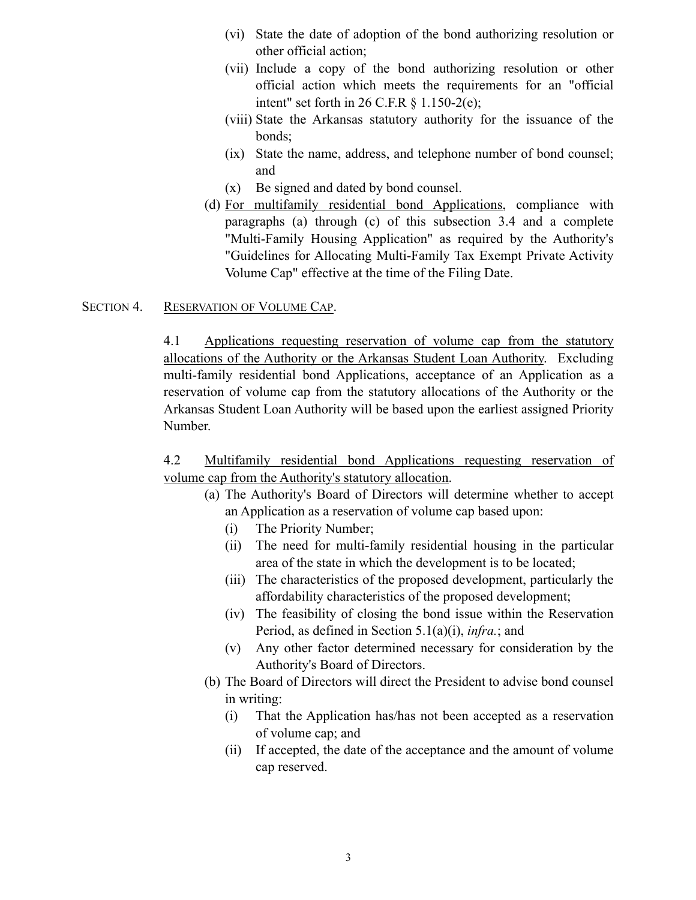(vi) State the date of adoption of the bond authorizing resolution or other official action;

(vii) Include a copy of the bond authorizing resolution or other official action which meets the requirements for an "official intent" set forth in 26 C.F.R § 1.150-2(e);

(viii) State the Arkansas statutory authority for the issuance of the bonds;

(ix) State the name, address, and telephone number of bond counsel; and

(x) Be signed and dated by bond counsel.

(d) For multifamily residential bond Applications, compliance with paragraphs (a) through (c) of this subsection 3.4 and a complete "Multi-Family Housing Application" as required by the Authority's "Guidelines for Allocating Multi-Family Tax Exempt Private Activity Volume Cap" effective at the time of the Filing Date.

## SECTION 4. RESERVATION OF VOLUME CAP.

4.1 Applications requesting reservation of volume cap from the statutory allocations of the Authority or the Arkansas Student Loan Authority. Excluding multi-family residential bond Applications, acceptance of an Application as a reservation of volume cap from the statutory allocations of the Authority or the Arkansas Student Loan Authority will be based upon the earliest assigned Priority Number.

4.2 Multifamily residential bond Applications requesting reservation of volume cap from the Authority's statutory allocation.

(a) The Authority's Board of Directors will determine whether to accept an Application as a reservation of volume cap based upon:

(i) The Priority Number;

(ii) The need for multi-family residential housing in the particular area of the state in which the development is to be located;

(iii) The characteristics of the proposed development, particularly the affordability characteristics of the proposed development;

(iv) The feasibility of closing the bond issue within the Reservation Period, as defined in Section 5.1(a)(i), *infra.*; and

(v) Any other factor determined necessary for consideration by the Authority's Board of Directors.

(b) The Board of Directors will direct the President to advise bond counsel in writing:

(i) That the Application has/has not been accepted as a reservation of volume cap; and

(ii) If accepted, the date of the acceptance and the amount of volume cap reserved.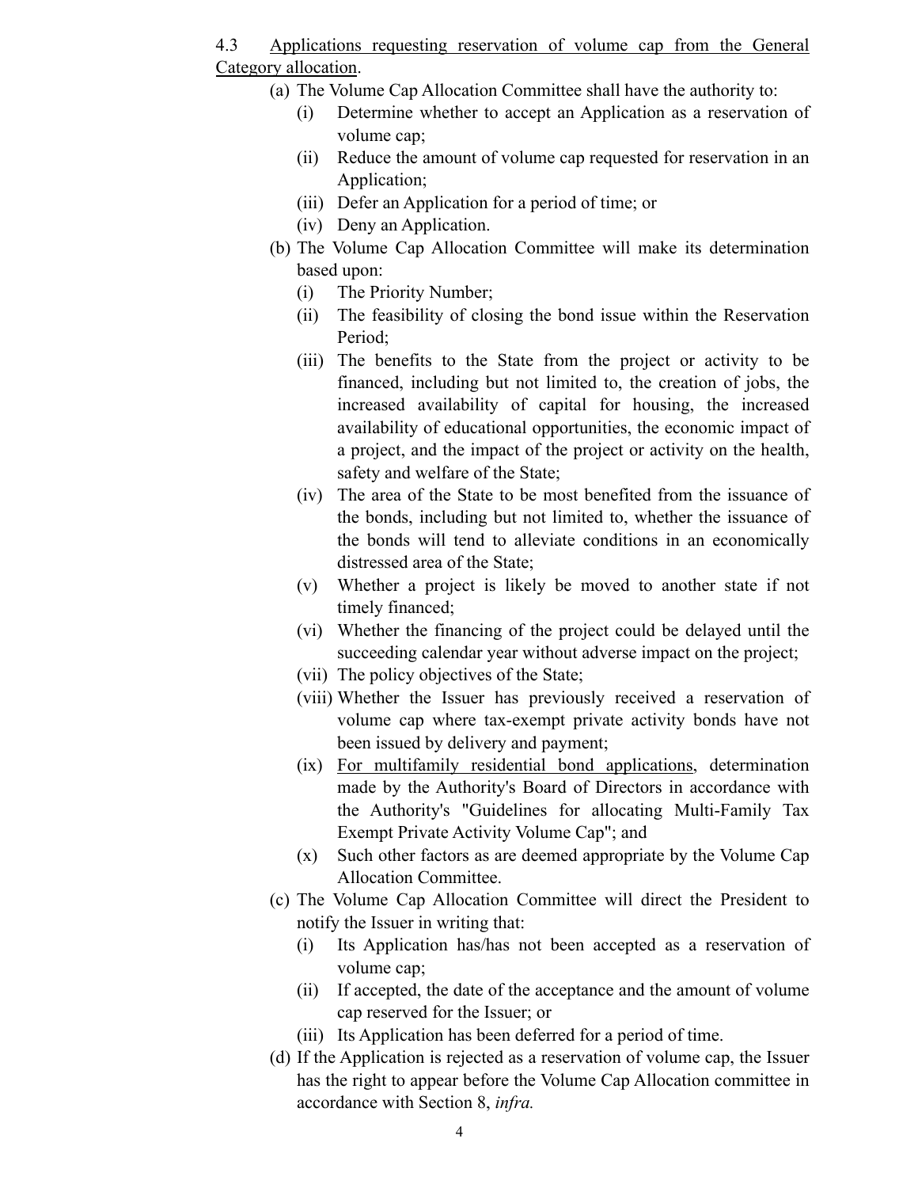4.3 <u>Applications requesting reservation of volume cap from the General Category allocation</u>.

(a) The Volume Cap Allocation Committee shall have the authority to:

(i) Determine whether to accept an Application as a reservation of volume cap;

(ii) Reduce the amount of volume cap requested for reservation in an Application;

(iii) Defer an Application for a period of time; or

(iv) Deny an Application.

(b) The Volume Cap Allocation Committee will make its determination based upon:

(i) The Priority Number;

(ii) The feasibility of closing the bond issue within the Reservation Period;

(iii) The benefits to the State from the project or activity to be financed, including but not limited to, the creation of jobs, the increased availability of capital for housing, the increased availability of educational opportunities, the economic impact of a project, and the impact of the project or activity on the health, safety and welfare of the State;

(iv) The area of the State to be most benefited from the issuance of the bonds, including but not limited to, whether the issuance of the bonds will tend to alleviate conditions in an economically distressed area of the State;

(v) Whether a project is likely be moved to another state if not timely financed;

(vi) Whether the financing of the project could be delayed until the succeeding calendar year without adverse impact on the project;

(vii) The policy objectives of the State;

(viii) Whether the Issuer has previously received a reservation of volume cap where tax-exempt private activity bonds have not been issued by delivery and payment;

(ix) <u>For multifamily residential bond applications</u>, determination made by the Authority's Board of Directors in accordance with the Authority's "Guidelines for allocating Multi-Family Tax Exempt Private Activity Volume Cap"; and

(x) Such other factors as are deemed appropriate by the Volume Cap Allocation Committee.

(c) The Volume Cap Allocation Committee will direct the President to notify the Issuer in writing that:

(i) Its Application has/has not been accepted as a reservation of volume cap;

(ii) If accepted, the date of the acceptance and the amount of volume cap reserved for the Issuer; or

(iii) Its Application has been deferred for a period of time.

(d) If the Application is rejected as a reservation of volume cap, the Issuer has the right to appear before the Volume Cap Allocation committee in accordance with Section 8, *infra.*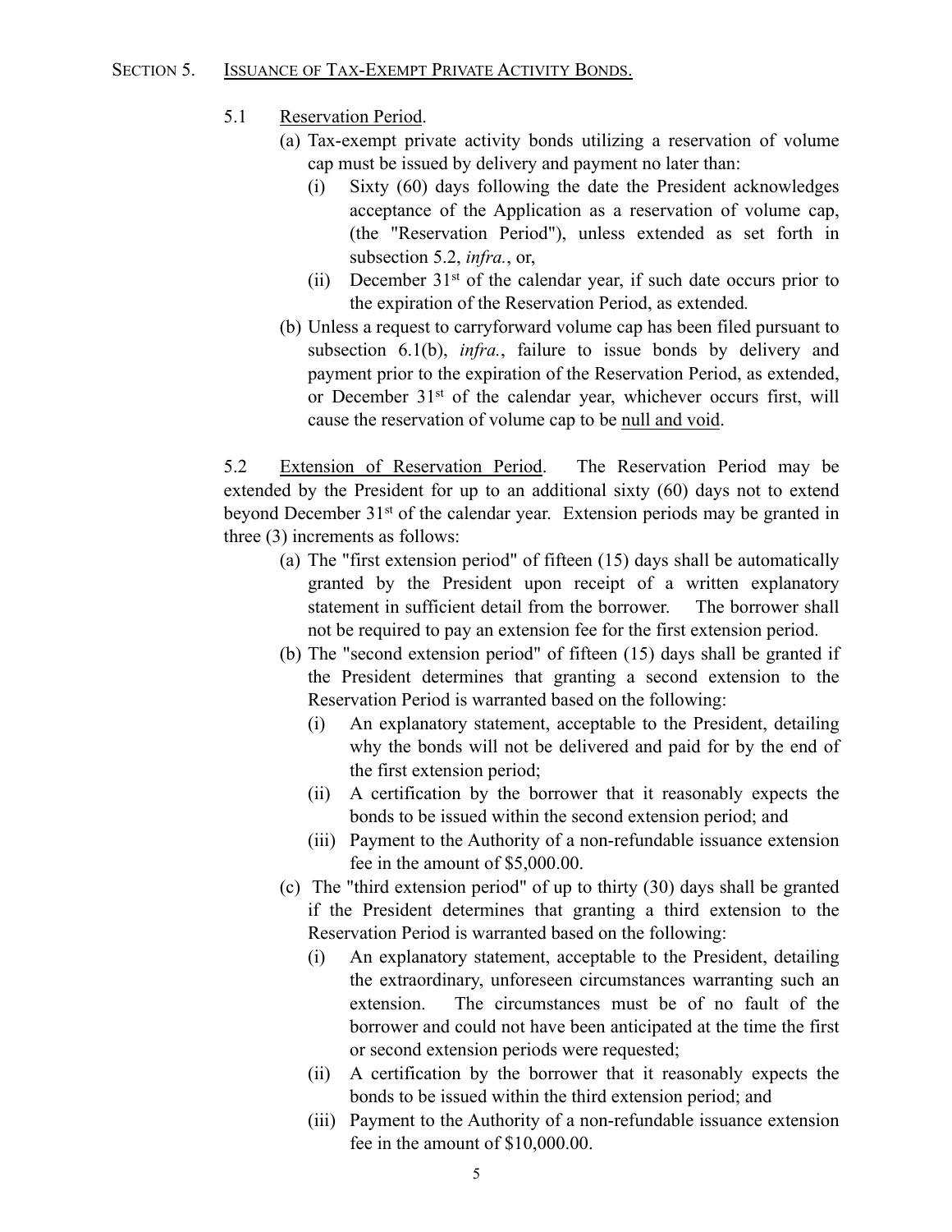## SECTION 5. ISSUANCE OF TAX-EXEMPT PRIVATE ACTIVITY BONDS.

5.1 Reservation Period.

(a) Tax-exempt private activity bonds utilizing a reservation of volume cap must be issued by delivery and payment no later than:

(i) Sixty (60) days following the date the President acknowledges acceptance of the Application as a reservation of volume cap, (the "Reservation Period"), unless extended as set forth in subsection 5.2, *infra.*, or,

(ii) December 31st of the calendar year, if such date occurs prior to the expiration of the Reservation Period, as extended.

(b) Unless a request to carryforward volume cap has been filed pursuant to subsection 6.1(b), *infra.*, failure to issue bonds by delivery and payment prior to the expiration of the Reservation Period, as extended, or December 31st of the calendar year, whichever occurs first, will cause the reservation of volume cap to be null and void.

5.2 Extension of Reservation Period. The Reservation Period may be extended by the President for up to an additional sixty (60) days not to extend beyond December 31st of the calendar year. Extension periods may be granted in three (3) increments as follows:

(a) The "first extension period" of fifteen (15) days shall be automatically granted by the President upon receipt of a written explanatory statement in sufficient detail from the borrower. The borrower shall not be required to pay an extension fee for the first extension period.

(b) The "second extension period" of fifteen (15) days shall be granted if the President determines that granting a second extension to the Reservation Period is warranted based on the following:

(i) An explanatory statement, acceptable to the President, detailing why the bonds will not be delivered and paid for by the end of the first extension period;

(ii) A certification by the borrower that it reasonably expects the bonds to be issued within the second extension period; and

(iii) Payment to the Authority of a non-refundable issuance extension fee in the amount of $5,000.00.

(c) The "third extension period" of up to thirty (30) days shall be granted if the President determines that granting a third extension to the Reservation Period is warranted based on the following:

(i) An explanatory statement, acceptable to the President, detailing the extraordinary, unforeseen circumstances warranting such an extension. The circumstances must be of no fault of the borrower and could not have been anticipated at the time the first or second extension periods were requested;

(ii) A certification by the borrower that it reasonably expects the bonds to be issued within the third extension period; and

(iii) Payment to the Authority of a non-refundable issuance extension fee in the amount of $10,000.00.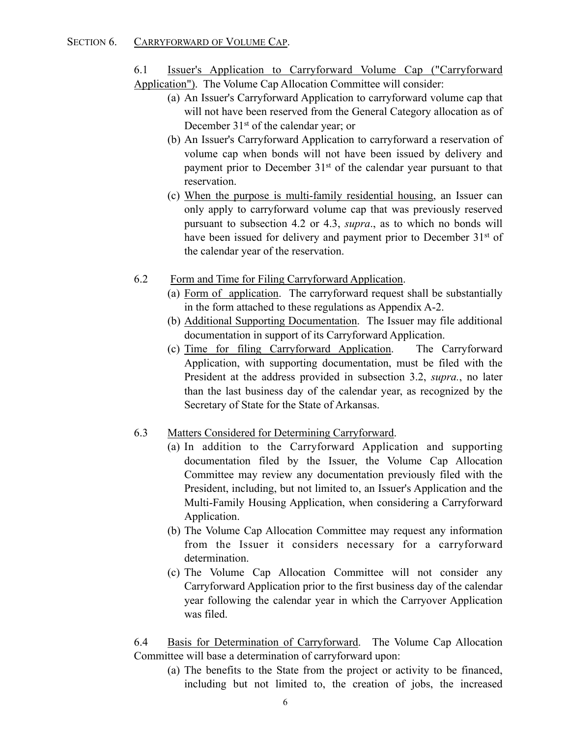## SECTION 6. CARRYFORWARD OF VOLUME CAP.

6.1 Issuer's Application to Carryforward Volume Cap ("Carryforward Application"). The Volume Cap Allocation Committee will consider:

(a) An Issuer's Carryforward Application to carryforward volume cap that will not have been reserved from the General Category allocation as of December 31st of the calendar year; or

(b) An Issuer's Carryforward Application to carryforward a reservation of volume cap when bonds will not have been issued by delivery and payment prior to December 31st of the calendar year pursuant to that reservation.

(c) When the purpose is multi-family residential housing, an Issuer can only apply to carryforward volume cap that was previously reserved pursuant to subsection 4.2 or 4.3, *supra*., as to which no bonds will have been issued for delivery and payment prior to December 31st of the calendar year of the reservation.

6.2 Form and Time for Filing Carryforward Application.

(a) Form of application. The carryforward request shall be substantially in the form attached to these regulations as Appendix A-2.

(b) Additional Supporting Documentation. The Issuer may file additional documentation in support of its Carryforward Application.

(c) Time for filing Carryforward Application. The Carryforward Application, with supporting documentation, must be filed with the President at the address provided in subsection 3.2, *supra.*, no later than the last business day of the calendar year, as recognized by the Secretary of State for the State of Arkansas.

6.3 Matters Considered for Determining Carryforward.

(a) In addition to the Carryforward Application and supporting documentation filed by the Issuer, the Volume Cap Allocation Committee may review any documentation previously filed with the President, including, but not limited to, an Issuer's Application and the Multi-Family Housing Application, when considering a Carryforward Application.

(b) The Volume Cap Allocation Committee may request any information from the Issuer it considers necessary for a carryforward determination.

(c) The Volume Cap Allocation Committee will not consider any Carryforward Application prior to the first business day of the calendar year following the calendar year in which the Carryover Application was filed.

6.4 Basis for Determination of Carryforward. The Volume Cap Allocation Committee will base a determination of carryforward upon:

(a) The benefits to the State from the project or activity to be financed, including but not limited to, the creation of jobs, the increased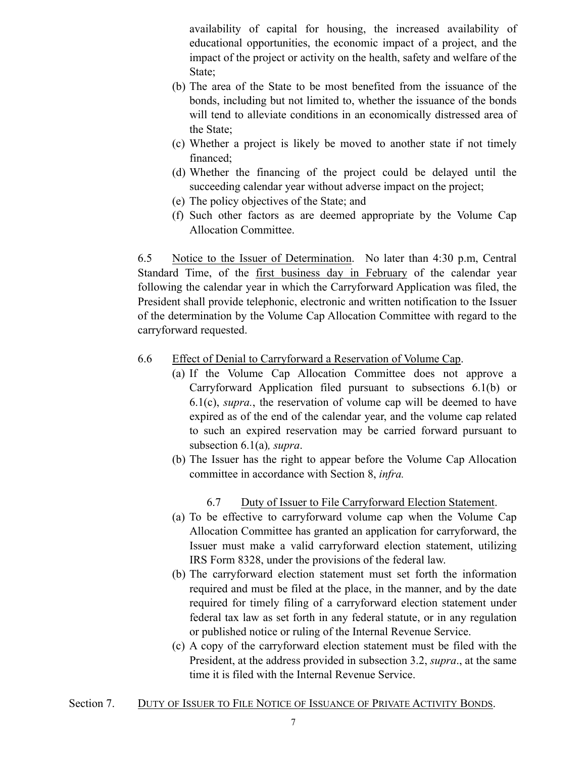availability of capital for housing, the increased availability of educational opportunities, the economic impact of a project, and the impact of the project or activity on the health, safety and welfare of the State;

(b) The area of the State to be most benefited from the issuance of the bonds, including but not limited to, whether the issuance of the bonds will tend to alleviate conditions in an economically distressed area of the State;

(c) Whether a project is likely be moved to another state if not timely financed;

(d) Whether the financing of the project could be delayed until the succeeding calendar year without adverse impact on the project;

(e) The policy objectives of the State; and

(f) Such other factors as are deemed appropriate by the Volume Cap Allocation Committee.

6.5 Notice to the Issuer of Determination. No later than 4:30 p.m, Central Standard Time, of the first business day in February of the calendar year following the calendar year in which the Carryforward Application was filed, the President shall provide telephonic, electronic and written notification to the Issuer of the determination by the Volume Cap Allocation Committee with regard to the carryforward requested.

6.6 Effect of Denial to Carryforward a Reservation of Volume Cap.

(a) If the Volume Cap Allocation Committee does not approve a Carryforward Application filed pursuant to subsections 6.1(b) or 6.1(c), *supra.*, the reservation of volume cap will be deemed to have expired as of the end of the calendar year, and the volume cap related to such an expired reservation may be carried forward pursuant to subsection 6.1(a)*, supra*.

(b) The Issuer has the right to appear before the Volume Cap Allocation committee in accordance with Section 8, *infra.*

6.7 Duty of Issuer to File Carryforward Election Statement.

(a) To be effective to carryforward volume cap when the Volume Cap Allocation Committee has granted an application for carryforward, the Issuer must make a valid carryforward election statement, utilizing IRS Form 8328, under the provisions of the federal law.

(b) The carryforward election statement must set forth the information required and must be filed at the place, in the manner, and by the date required for timely filing of a carryforward election statement under federal tax law as set forth in any federal statute, or in any regulation or published notice or ruling of the Internal Revenue Service.

(c) A copy of the carryforward election statement must be filed with the President, at the address provided in subsection 3.2, *supra*., at the same time it is filed with the Internal Revenue Service.

## Section 7. DUTY OF ISSUER TO FILE NOTICE OF ISSUANCE OF PRIVATE ACTIVITY BONDS.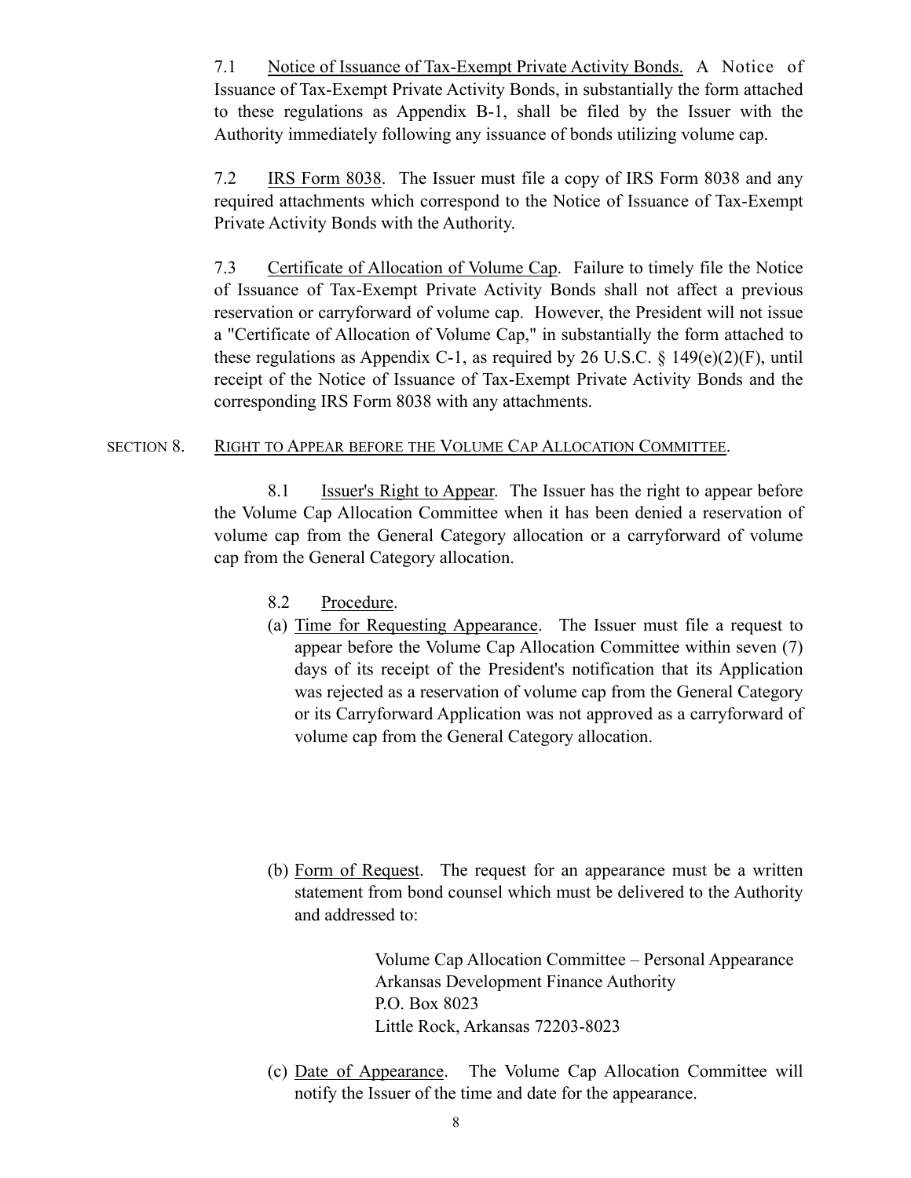7.1 Notice of Issuance of Tax-Exempt Private Activity Bonds. A Notice of Issuance of Tax-Exempt Private Activity Bonds, in substantially the form attached to these regulations as Appendix B-1, shall be filed by the Issuer with the Authority immediately following any issuance of bonds utilizing volume cap.

7.2 IRS Form 8038. The Issuer must file a copy of IRS Form 8038 and any required attachments which correspond to the Notice of Issuance of Tax-Exempt Private Activity Bonds with the Authority.

7.3 Certificate of Allocation of Volume Cap. Failure to timely file the Notice of Issuance of Tax-Exempt Private Activity Bonds shall not affect a previous reservation or carryforward of volume cap. However, the President will not issue a "Certificate of Allocation of Volume Cap," in substantially the form attached to these regulations as Appendix C-1, as required by 26 U.S.C. § 149(e)(2)(F), until receipt of the Notice of Issuance of Tax-Exempt Private Activity Bonds and the corresponding IRS Form 8038 with any attachments.

## SECTION 8. RIGHT TO APPEAR BEFORE THE VOLUME CAP ALLOCATION COMMITTEE.

8.1 Issuer's Right to Appear. The Issuer has the right to appear before the Volume Cap Allocation Committee when it has been denied a reservation of volume cap from the General Category allocation or a carryforward of volume cap from the General Category allocation.

8.2 Procedure.

(a) Time for Requesting Appearance. The Issuer must file a request to appear before the Volume Cap Allocation Committee within seven (7) days of its receipt of the President's notification that its Application was rejected as a reservation of volume cap from the General Category or its Carryforward Application was not approved as a carryforward of volume cap from the General Category allocation.

(b) Form of Request. The request for an appearance must be a written statement from bond counsel which must be delivered to the Authority and addressed to:

Volume Cap Allocation Committee – Personal Appearance
Arkansas Development Finance Authority
P.O. Box 8023
Little Rock, Arkansas 72203-8023

(c) Date of Appearance. The Volume Cap Allocation Committee will notify the Issuer of the time and date for the appearance.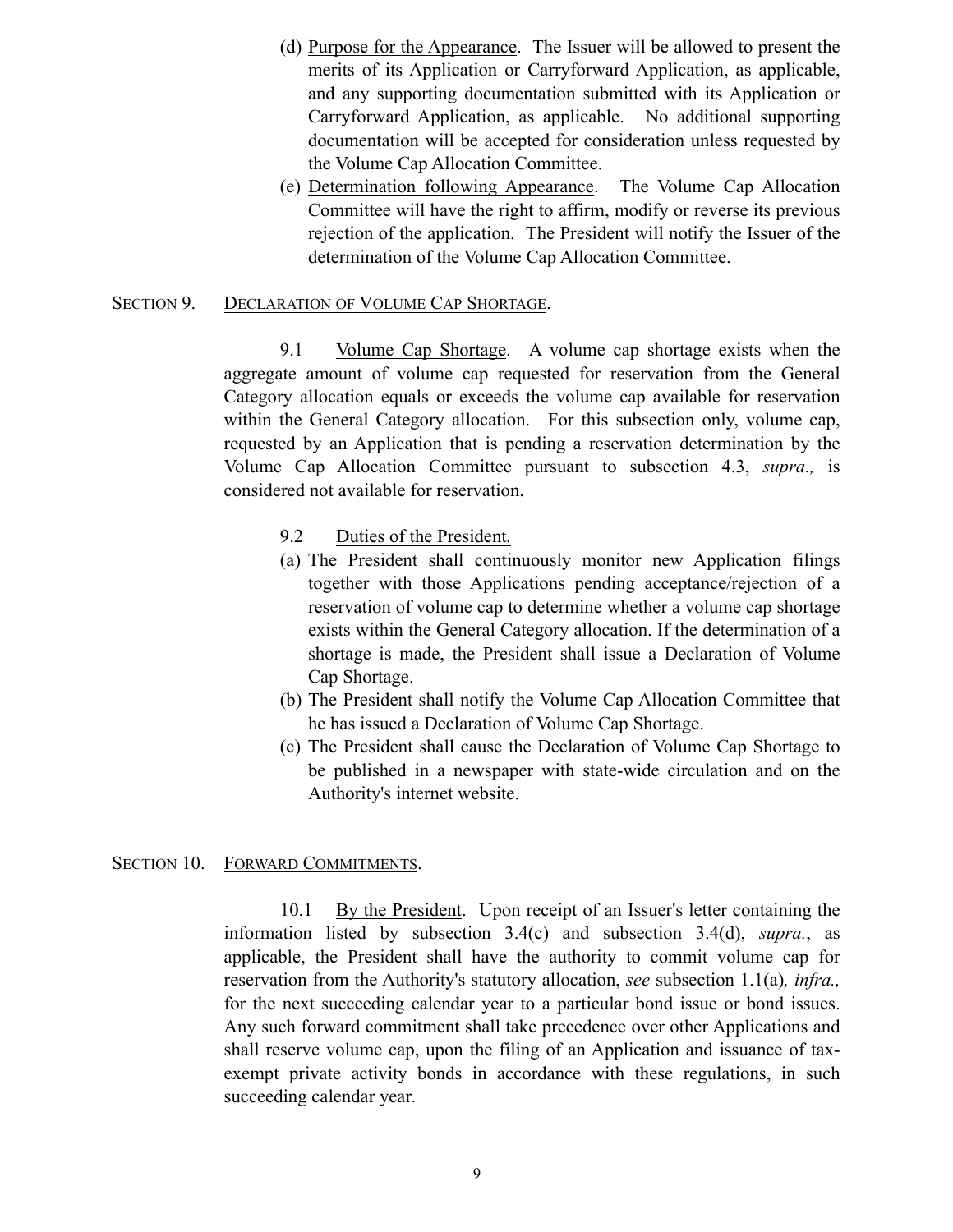(d) Purpose for the Appearance. The Issuer will be allowed to present the merits of its Application or Carryforward Application, as applicable, and any supporting documentation submitted with its Application or Carryforward Application, as applicable. No additional supporting documentation will be accepted for consideration unless requested by the Volume Cap Allocation Committee.

(e) Determination following Appearance. The Volume Cap Allocation Committee will have the right to affirm, modify or reverse its previous rejection of the application. The President will notify the Issuer of the determination of the Volume Cap Allocation Committee.

## SECTION 9. DECLARATION OF VOLUME CAP SHORTAGE.

9.1 Volume Cap Shortage. A volume cap shortage exists when the aggregate amount of volume cap requested for reservation from the General Category allocation equals or exceeds the volume cap available for reservation within the General Category allocation. For this subsection only, volume cap, requested by an Application that is pending a reservation determination by the Volume Cap Allocation Committee pursuant to subsection 4.3, *supra.,* is considered not available for reservation.

9.2 Duties of the President.

(a) The President shall continuously monitor new Application filings together with those Applications pending acceptance/rejection of a reservation of volume cap to determine whether a volume cap shortage exists within the General Category allocation. If the determination of a shortage is made, the President shall issue a Declaration of Volume Cap Shortage.

(b) The President shall notify the Volume Cap Allocation Committee that he has issued a Declaration of Volume Cap Shortage.

(c) The President shall cause the Declaration of Volume Cap Shortage to be published in a newspaper with state-wide circulation and on the Authority's internet website.

## SECTION 10. FORWARD COMMITMENTS.

10.1 By the President. Upon receipt of an Issuer's letter containing the information listed by subsection 3.4(c) and subsection 3.4(d), *supra.*, as applicable, the President shall have the authority to commit volume cap for reservation from the Authority's statutory allocation, *see* subsection 1.1(a)*, infra.,* for the next succeeding calendar year to a particular bond issue or bond issues. Any such forward commitment shall take precedence over other Applications and shall reserve volume cap, upon the filing of an Application and issuance of tax-exempt private activity bonds in accordance with these regulations, in such succeeding calendar year.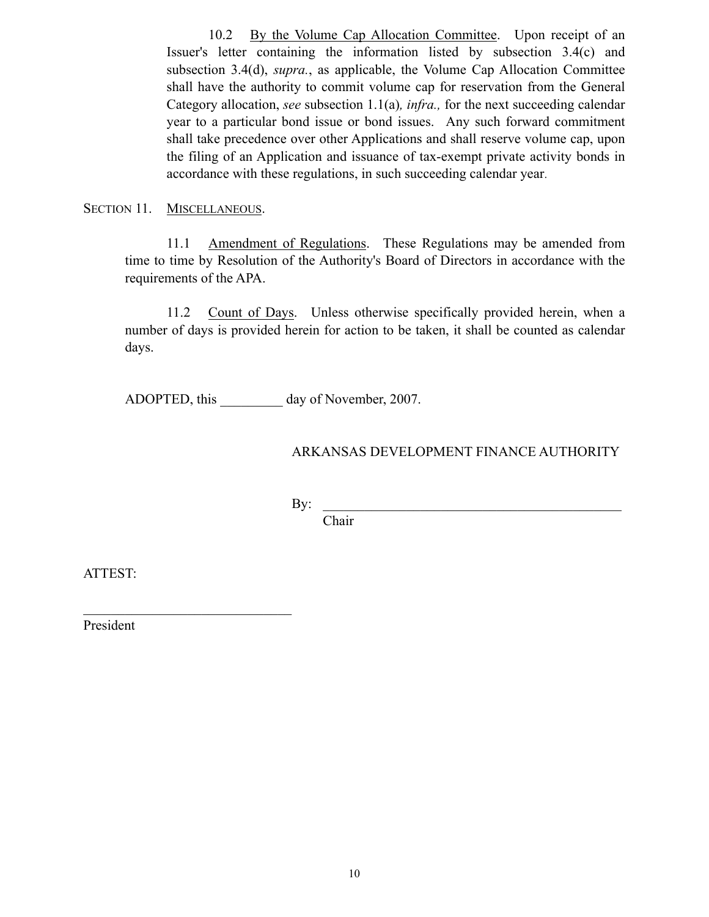10.2 By the Volume Cap Allocation Committee. Upon receipt of an Issuer's letter containing the information listed by subsection 3.4(c) and subsection 3.4(d), *supra.*, as applicable, the Volume Cap Allocation Committee shall have the authority to commit volume cap for reservation from the General Category allocation, *see* subsection 1.1(a)*, infra.,* for the next succeeding calendar year to a particular bond issue or bond issues. Any such forward commitment shall take precedence over other Applications and shall reserve volume cap, upon the filing of an Application and issuance of tax-exempt private activity bonds in accordance with these regulations, in such succeeding calendar year.

SECTION 11. MISCELLANEOUS.

11.1 Amendment of Regulations. These Regulations may be amended from time to time by Resolution of the Authority's Board of Directors in accordance with the requirements of the APA.

11.2 Count of Days. Unless otherwise specifically provided herein, when a number of days is provided herein for action to be taken, it shall be counted as calendar days.

ADOPTED, this _________ day of November, 2007.

ARKANSAS DEVELOPMENT FINANCE AUTHORITY

By: ______________________________________________
Chair

ATTEST:

______________________________
President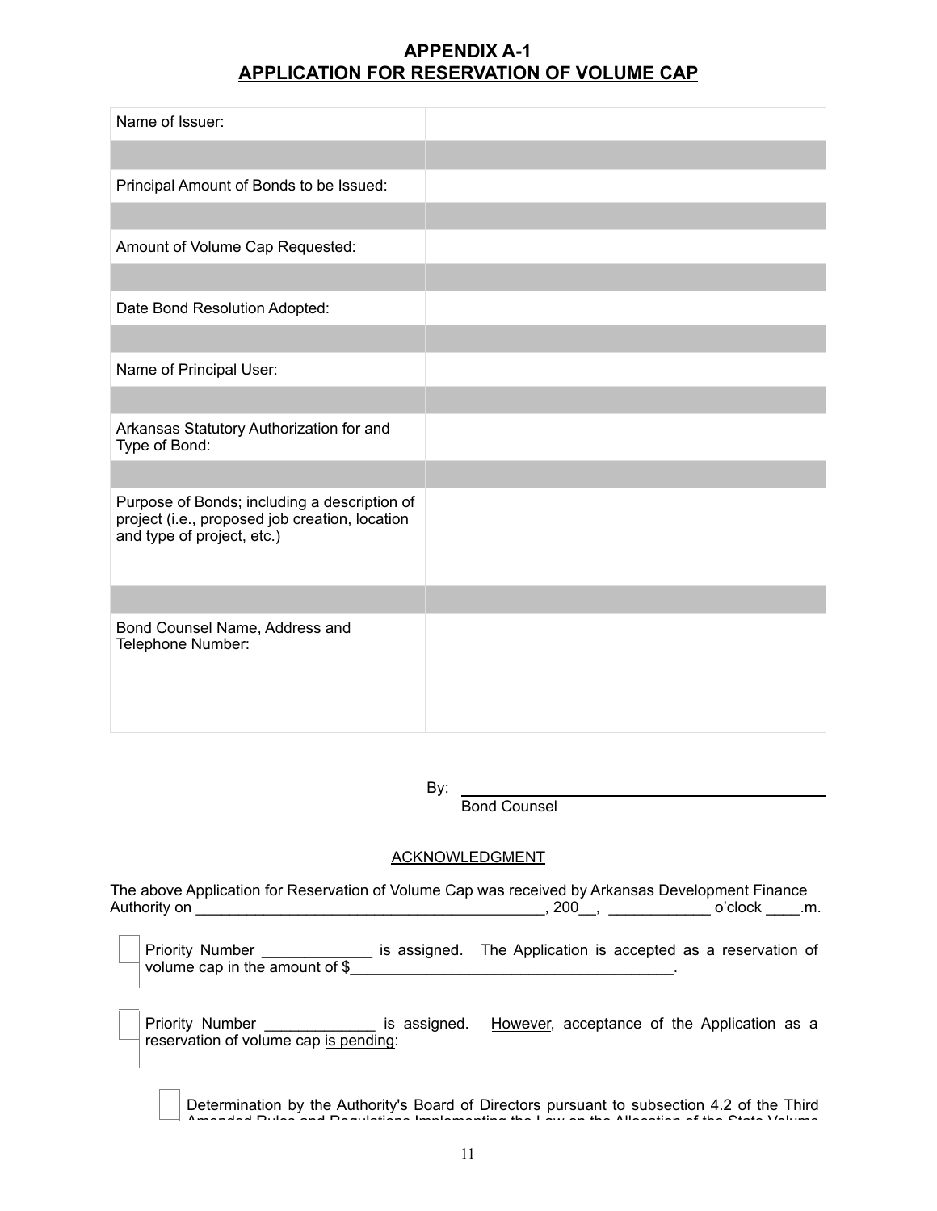# APPENDIX A-1
## APPLICATION FOR RESERVATION OF VOLUME CAP

| Field | Response |
|---|---|
| Name of Issuer: | |
| Principal Amount of Bonds to be Issued: | |
| Amount of Volume Cap Requested: | |
| Date Bond Resolution Adopted: | |
| Name of Principal User: | |
| Arkansas Statutory Authorization for and Type of Bond: | |
| Purpose of Bonds; including a description of project (i.e., proposed job creation, location and type of project, etc.) | |
| Bond Counsel Name, Address and Telephone Number: | |

By: ____________________________________________
Bond Counsel

ACKNOWLEDGMENT

The above Application for Reservation of Volume Cap was received by Arkansas Development Finance Authority on ________________________________________, 200__, ____________ o'clock ____.m.

☐ Priority Number _____________ is assigned. The Application is accepted as a reservation of volume cap in the amount of $______________________________________.

☐ Priority Number _____________ is assigned. However, acceptance of the Application as a reservation of volume cap is pending:

☐ Determination by the Authority's Board of Directors pursuant to subsection 4.2 of the Third Amended Rules and Regulations Implementing the Law on the Allocation of the State Volume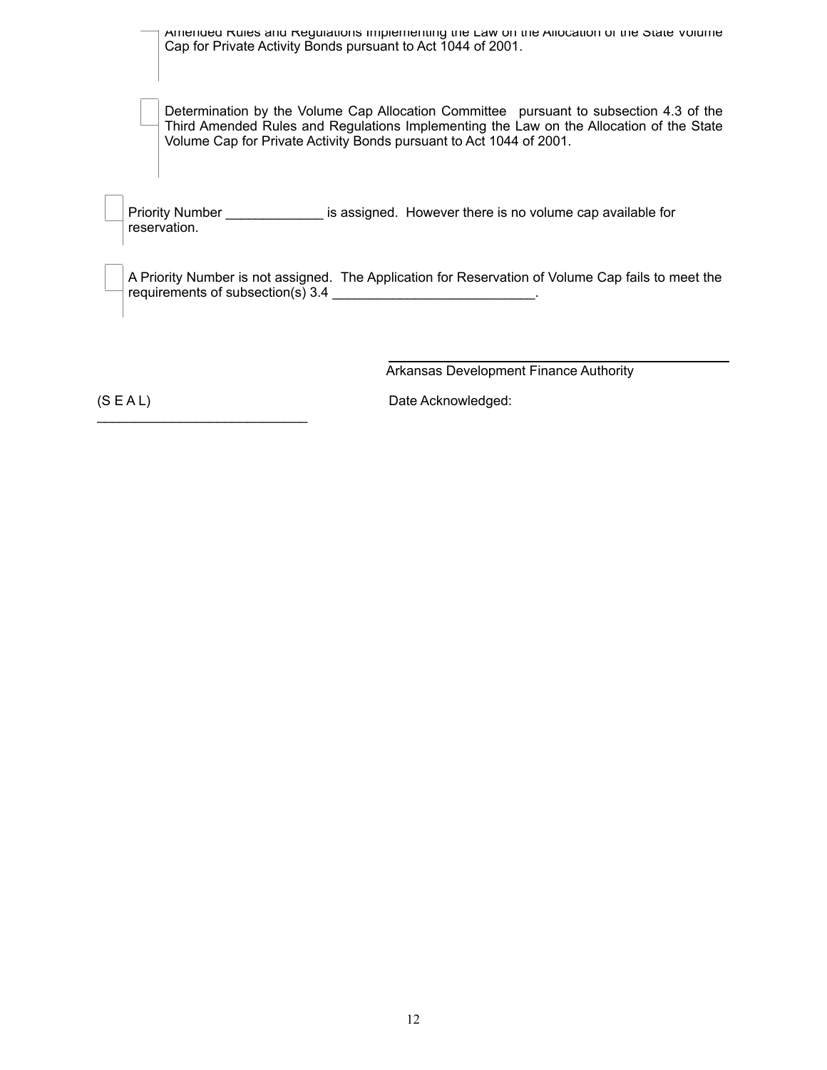☐ Amended Rules and Regulations Implementing the Law on the Allocation of the State Volume Cap for Private Activity Bonds pursuant to Act 1044 of 2001.

☐ Determination by the Volume Cap Allocation Committee pursuant to subsection 4.3 of the Third Amended Rules and Regulations Implementing the Law on the Allocation of the State Volume Cap for Private Activity Bonds pursuant to Act 1044 of 2001.

☐ Priority Number _____________ is assigned. However there is no volume cap available for reservation.

☐ A Priority Number is not assigned. The Application for Reservation of Volume Cap fails to meet the requirements of subsection(s) 3.4 ___________________________.

_______________________________________________
Arkansas Development Finance Authority

(S E A L)

Date Acknowledged:
____________________________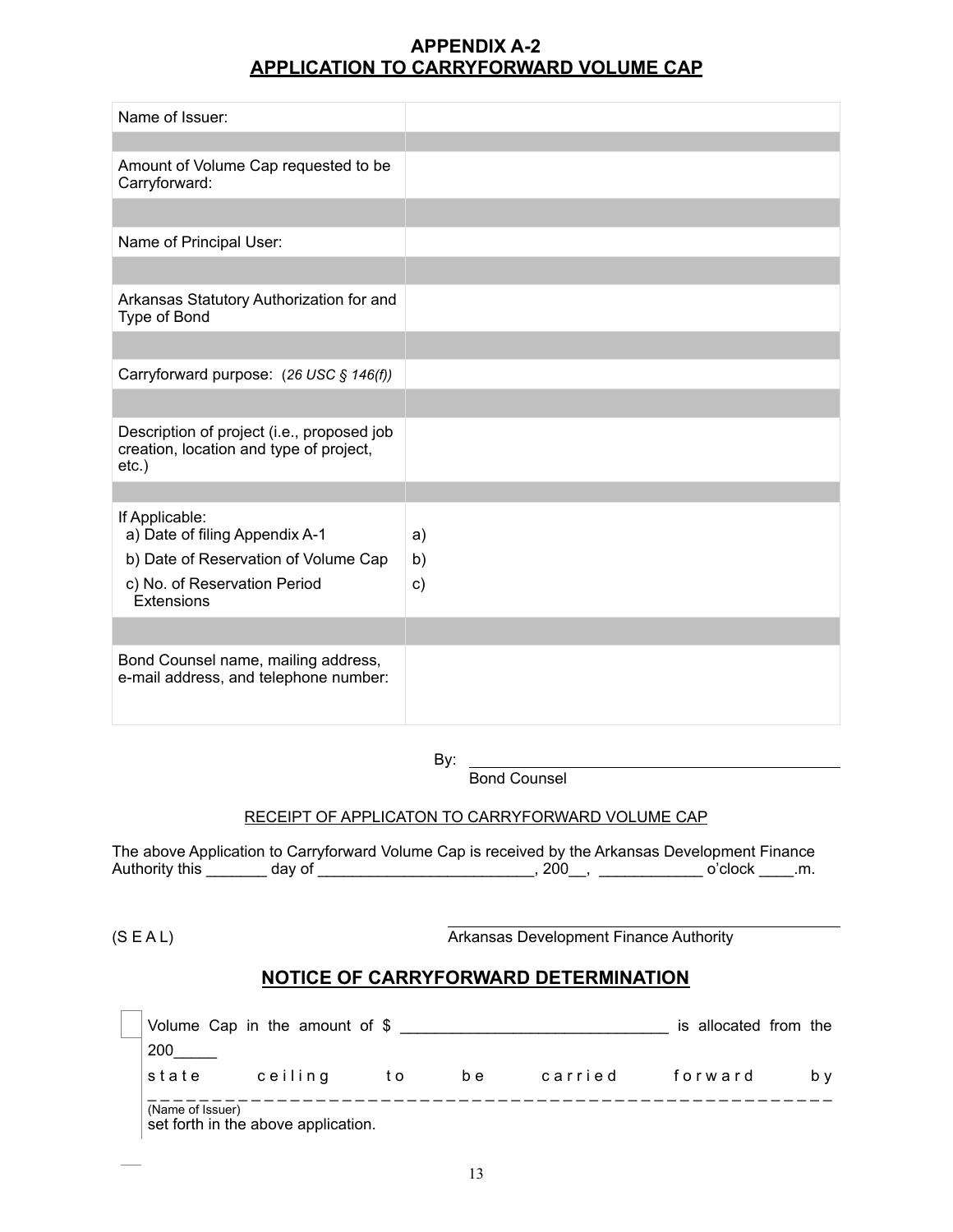## APPENDIX A-2
## APPLICATION TO CARRYFORWARD VOLUME CAP

| | |
|---|---|
| Name of Issuer: | |
| | |
| Amount of Volume Cap requested to be Carryforward: | |
| | |
| Name of Principal User: | |
| | |
| Arkansas Statutory Authorization for and Type of Bond | |
| | |
| Carryforward purpose: (*26 USC § 146(f)*) | |
| | |
| Description of project (i.e., proposed job creation, location and type of project, etc.) | |
| | |
| If Applicable:<br>a) Date of filing Appendix A-1<br>b) Date of Reservation of Volume Cap<br>c) No. of Reservation Period Extensions | <br>a)<br>b)<br>c) |
| | |
| Bond Counsel name, mailing address, e-mail address, and telephone number: | |

By: ____________________________________________
Bond Counsel

RECEIPT OF APPLICATON TO CARRYFORWARD VOLUME CAP

The above Application to Carryforward Volume Cap is received by the Arkansas Development Finance Authority this _______ day of ________________________, 200__, ___________ o'clock ____.m.

(S E A L)

____________________________________________
Arkansas Development Finance Authority

## NOTICE OF CARRYFORWARD DETERMINATION

Volume Cap in the amount of $ ______________________________ is allocated from the 200_____ state ceiling to be carried forward by _________________________________________________
(Name of Issuer)
set forth in the above application.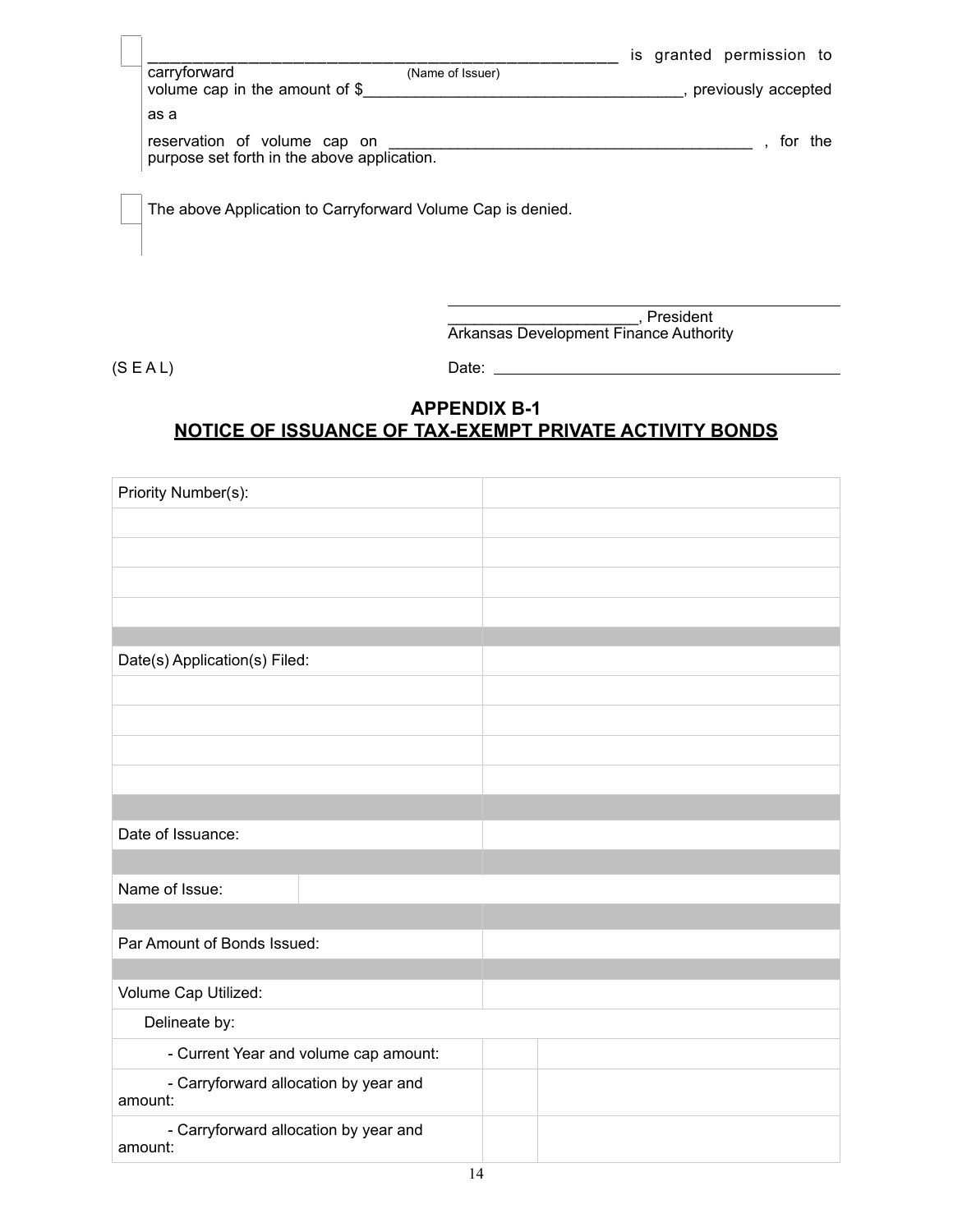☐ ___________________________________________________ is granted permission to carryforward (Name of Issuer) volume cap in the amount of $____________________________________, previously accepted as a reservation of volume cap on ________________________________________ , for the purpose set forth in the above application.

☐ The above Application to Carryforward Volume Cap is denied.

_____________________, President
Arkansas Development Finance Authority

(S E A L) Date: ________________________________________

## APPENDIX B-1
## NOTICE OF ISSUANCE OF TAX-EXEMPT PRIVATE ACTIVITY BONDS

| | | |
|---|---|---|
| Priority Number(s): | | |
| | | |
| | | |
| | | |
| | | |
| | | |
| Date(s) Application(s) Filed: | | |
| | | |
| | | |
| | | |
| | | |
| | | |
| Date of Issuance: | | |
| | | |
| Name of Issue: | | |
| | | |
| Par Amount of Bonds Issued: | | |
| | | |
| Volume Cap Utilized: | | |
| Delineate by: | | |
| - Current Year and volume cap amount: | | |
| - Carryforward allocation by year and amount: | | |
| - Carryforward allocation by year and amount: | | |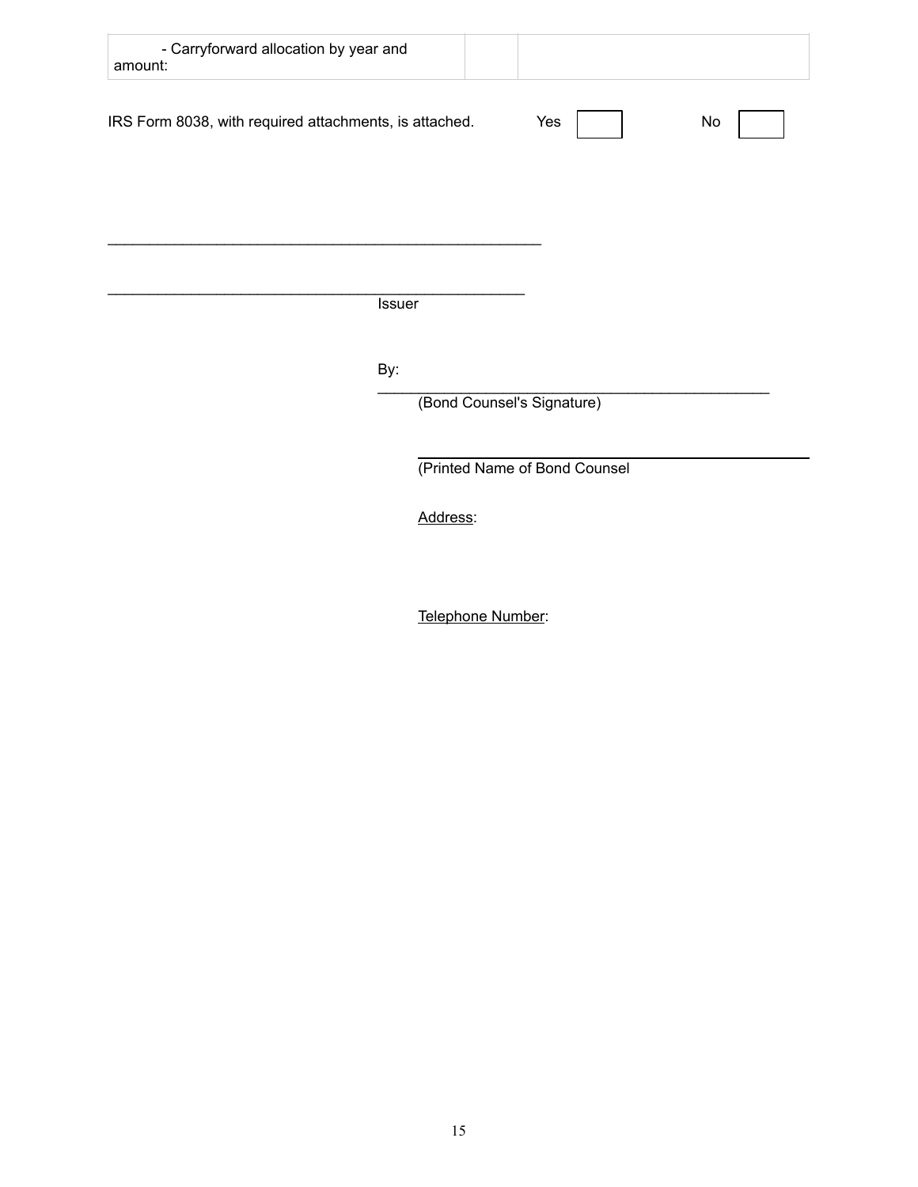| - Carryforward allocation by year and amount: | | |
|---|---|---|

IRS Form 8038, with required attachments, is attached. Yes [ ] No [ ]

\_\_\_\_\_\_\_\_\_\_\_\_\_\_\_\_\_\_\_\_\_\_\_\_\_\_\_\_\_\_\_\_\_\_\_\_\_\_\_\_\_\_\_\_\_\_\_\_

\_\_\_\_\_\_\_\_\_\_\_\_\_\_\_\_\_\_\_\_\_\_\_\_\_\_\_\_\_\_\_\_\_\_\_\_\_\_\_\_\_\_\_\_\_\_\_\_
Issuer

By: \_\_\_\_\_\_\_\_\_\_\_\_\_\_\_\_\_\_\_\_\_\_\_\_\_\_\_\_\_\_\_\_\_\_\_\_\_\_\_\_\_\_\_\_\_\_\_\_
(Bond Counsel's Signature)

\_\_\_\_\_\_\_\_\_\_\_\_\_\_\_\_\_\_\_\_\_\_\_\_\_\_\_\_\_\_\_\_\_\_\_\_\_\_\_\_\_\_\_\_\_\_\_\_
(Printed Name of Bond Counsel

Address:

Telephone Number: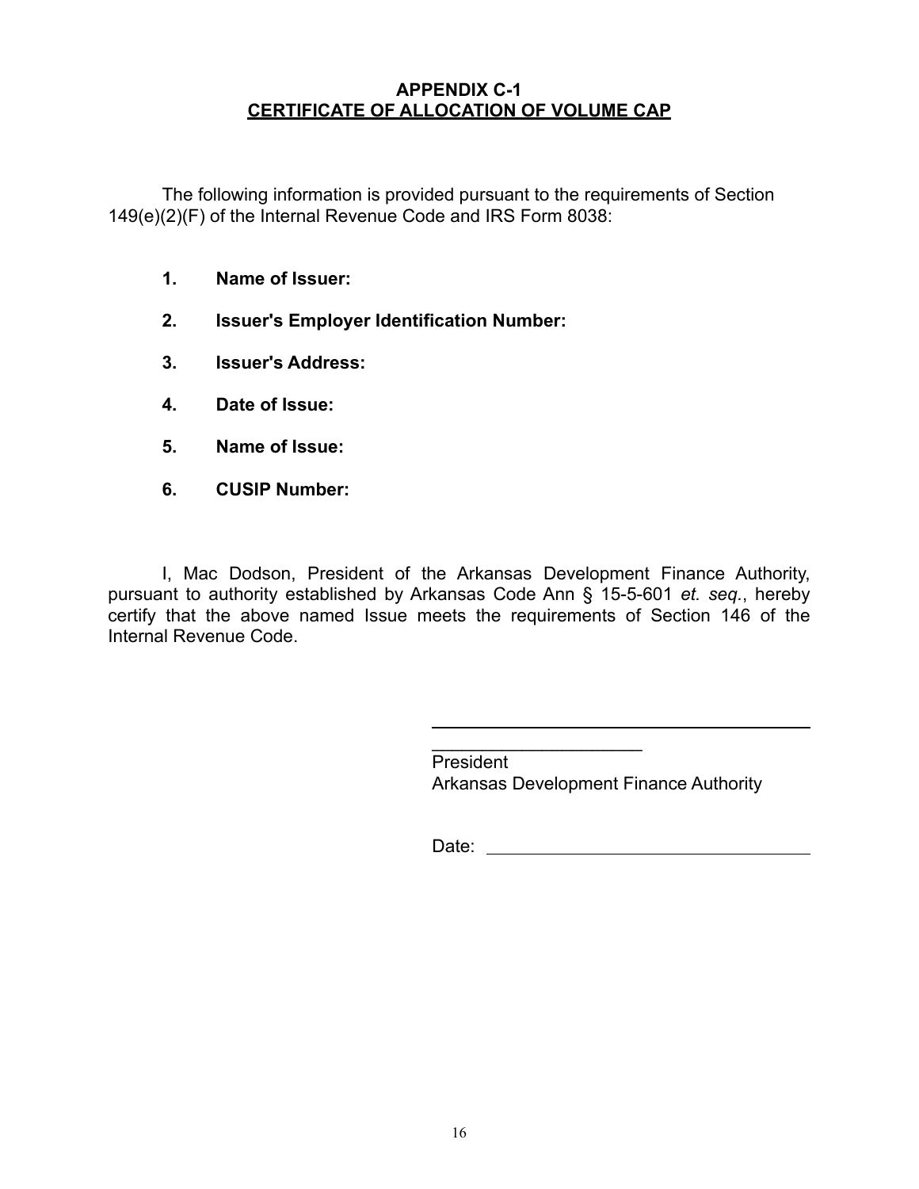**APPENDIX C-1**
**<u>CERTIFICATE OF ALLOCATION OF VOLUME CAP</u>**

The following information is provided pursuant to the requirements of Section 149(e)(2)(F) of the Internal Revenue Code and IRS Form 8038:

1. **Name of Issuer:**
2. **Issuer's Employer Identification Number:**
3. **Issuer's Address:**
4. **Date of Issue:**
5. **Name of Issue:**
6. **CUSIP Number:**

I, Mac Dodson, President of the Arkansas Development Finance Authority, pursuant to authority established by Arkansas Code Ann § 15-5-601 *et. seq.*, hereby certify that the above named Issue meets the requirements of Section 146 of the Internal Revenue Code.

______________________________________

_____________________
President
Arkansas Development Finance Authority

Date: ______________________________